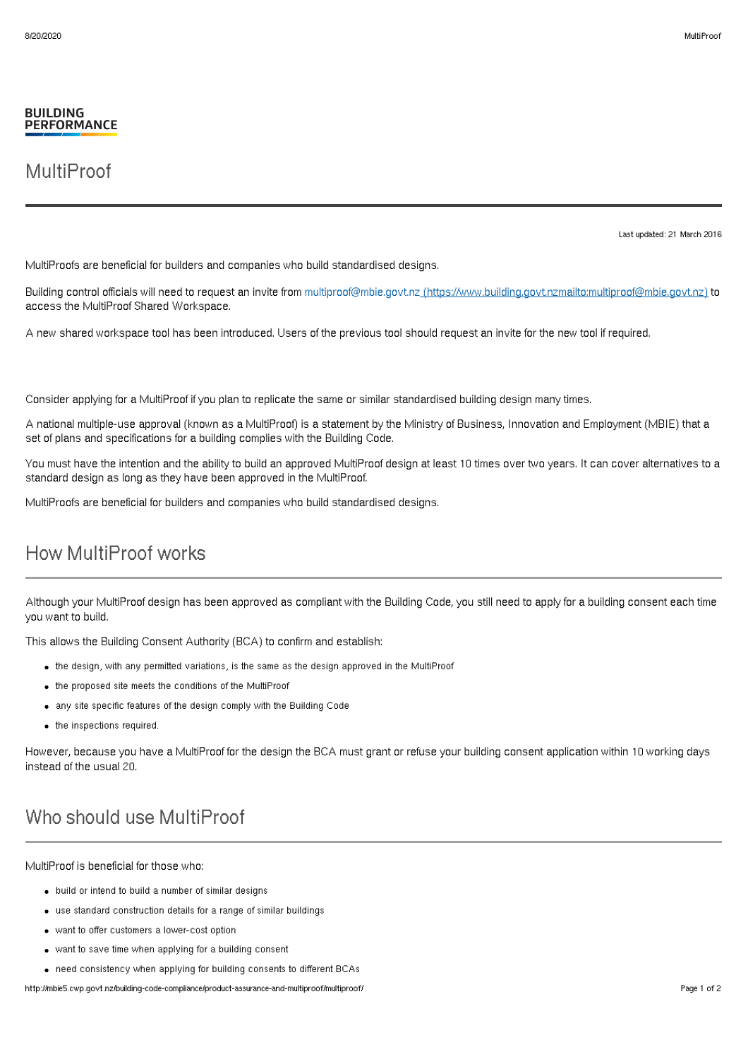**BUILDING PERFORMANCE**

# MultiProof

Last updated: 21 March 2016

MultiProofs are beneficial for builders and companies who build standardised designs.

Building control officials will need to request an invite from multiproof@mbie.govt.nz (https://www.building.govt.nzmailto:multiproof@mbie.govt.nz) to access the MultiProof Shared Workspace.

A new shared workspace tool has been introduced. Users of the previous tool should request an invite for the new tool if required.

Consider applying for a MultiProof if you plan to replicate the same or similar standardised building design many times.

A national multiple-use approval (known as a MultiProof) is a statement by the Ministry of Business, Innovation and Employment (MBIE) that a set of plans and specifications for a building complies with the Building Code.

You must have the intention and the ability to build an approved MultiProof design at least 10 times over two years. It can cover alternatives to a standard design as long as they have been approved in the MultiProof.

MultiProofs are beneficial for builders and companies who build standardised designs.

## How MultiProof works

Although your MultiProof design has been approved as compliant with the Building Code, you still need to apply for a building consent each time you want to build.

This allows the Building Consent Authority (BCA) to confirm and establish:

- the design, with any permitted variations, is the same as the design approved in the MultiProof
- the proposed site meets the conditions of the MultiProof
- any site specific features of the design comply with the Building Code
- the inspections required.

However, because you have a MultiProof for the design the BCA must grant or refuse your building consent application within 10 working days instead of the usual 20.

## Who should use MultiProof

MultiProof is beneficial for those who:

- build or intend to build a number of similar designs
- use standard construction details for a range of similar buildings
- want to offer customers a lower-cost option
- want to save time when applying for a building consent
- need consistency when applying for building consents to different BCAs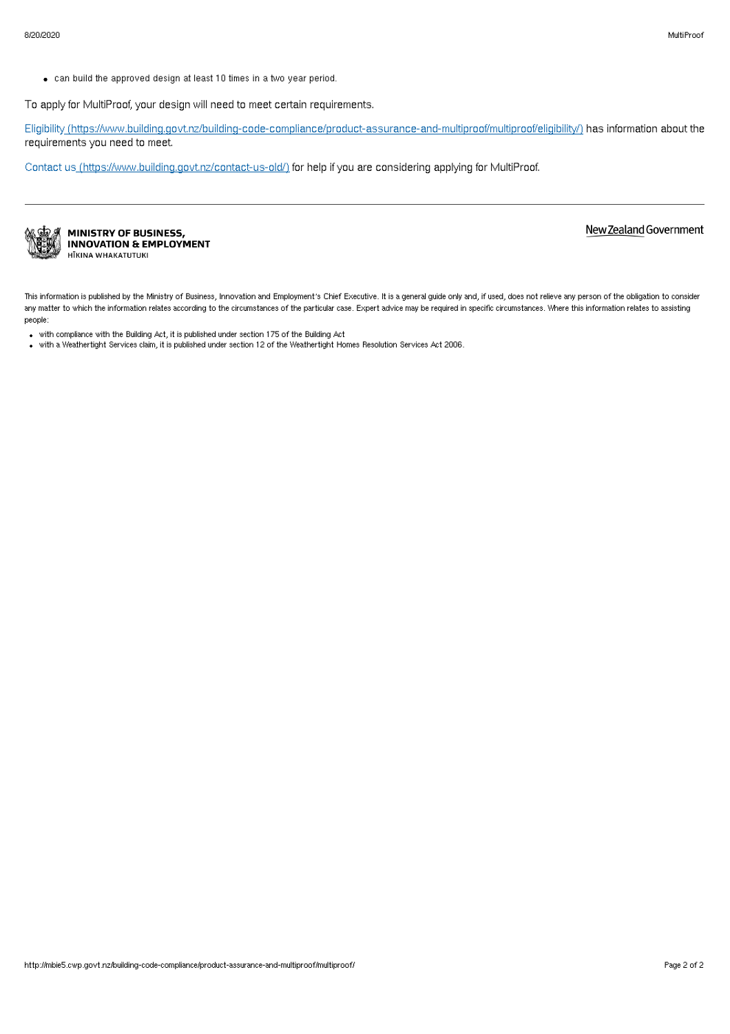- can build the approved design at least 10 times in a two year period.

To apply for MultiProof, your design will need to meet certain requirements.

Eligibility (https://www.building.govt.nz/building-code-compliance/product-assurance-and-multiproof/multiproof/eligibility/) has information about the requirements you need to meet.

Contact us (https://www.building.govt.nz/contact-us-old/) for help if you are considering applying for MultiProof.

---

**MINISTRY OF BUSINESS, INNOVATION & EMPLOYMENT**
HĪKINA WHAKATUTUKI

New Zealand Government

This information is published by the Ministry of Business, Innovation and Employment's Chief Executive. It is a general guide only and, if used, does not relieve any person of the obligation to consider any matter to which the information relates according to the circumstances of the particular case. Expert advice may be required in specific circumstances. Where this information relates to assisting people:

- with compliance with the Building Act, it is published under section 175 of the Building Act
- with a Weathertight Services claim, it is published under section 12 of the Weathertight Homes Resolution Services Act 2006.